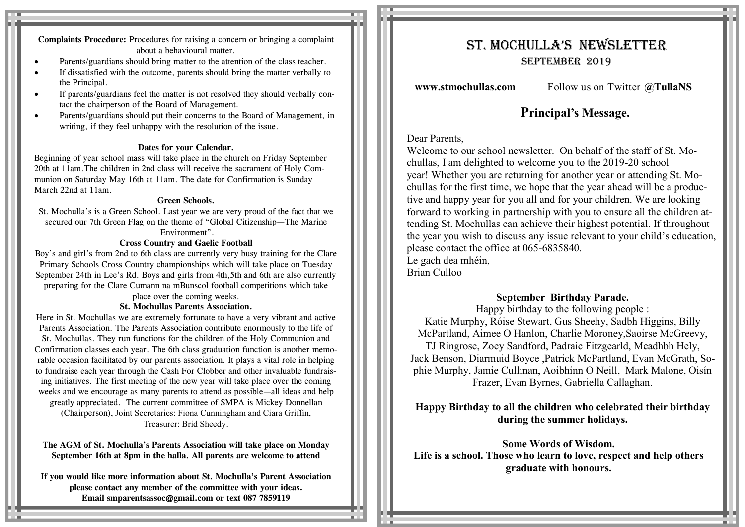**Complaints Procedure:** Procedures for raising a concern or bringing a complaint about a behavioural matter.

- Parents/guardians should bring matter to the attention of the class teacher.
- If dissatisfied with the outcome, parents should bring the matter verbally to the Principal.
- If parents/guardians feel the matter is not resolved they should verbally contact the chairperson of the Board of Management.
- Parents/guardians should put their concerns to the Board of Management, in writing, if they feel unhappy with the resolution of the issue.

### Dates for your Calendar.

Beginning of year school mass will take place in the church on Friday September 20th at 11am.The children in 2nd class will receive the sacrament of Holy Communion on Saturday May 16th at 11am. The date for Confirmation is Sunday March 22nd at 11am.

### Green Schools.

St. Mochulla's is a Green School. Last year we are very proud of the fact that we secured our 7th Green Flag on the theme of "Global Citizenship—The Marine Environment".

### Cross Country and Gaelic Football

Boy's and girl's from 2nd to 6th class are currently very busy training for the Clare Primary Schools Cross Country championships which will take place on Tuesday September 24th in Lee's Rd. Boys and girls from 4th,5th and 6th are also currently preparing for the Clare Cumann na mBunscol football competitions which take place over the coming weeks.

### St. Mochullas Parents Association.

Here in St. Mochullas we are extremely fortunate to have a very vibrant and active Parents Association. The Parents Association contribute enormously to the life of St. Mochullas. They run functions for the children of the Holy Communion and Confirmation classes each year. The 6th class graduation function is another memorable occasion facilitated by our parents association. It plays a vital role in helping to fundraise each year through the Cash For Clobber and other invaluable fundraising initiatives. The first meeting of the new year will take place over the coming weeks and we encourage as many parents to attend as possible—all ideas and help greatly appreciated. The current committee of SMPA is Mickey Donnellan (Chairperson), Joint Secretaries: Fiona Cunningham and Ciara Griffin, Treasurer: Bríd Sheedy.

**The AGM of St. Mochulla's Parents Association will take place on Monday September 16th at 8pm in the halla. All parents are welcome to attend**

**If you would like more information about St. Mochulla's Parent Association please contact any member of the committee with your ideas. Email smparentsassoc@gmail.com or text 087 7859119**

# St. Mochulla's Newsletter

## September 2019

**www.stmochullas.com** Follow us on Twitter **@TullaNS**

## Principal's Message.

Dear Parents,

Welcome to our school newsletter. On behalf of the staff of St. Mochullas, I am delighted to welcome you to the 2019-20 school year! Whether you are returning for another year or attending St. Mochullas for the first time, we hope that the year ahead will be a productive and happy year for you all and for your children. We are looking forward to working in partnership with you to ensure all the children attending St. Mochullas can achieve their highest potential. If throughout the year you wish to discuss any issue relevant to your child's education, please contact the office at 065-6835840.

Le gach dea mhéin,

Brian Culloo

### September Birthday Parade.

Happy birthday to the following people :

Katie Murphy, Róise Stewart, Gus Sheehy, Sadbh Higgins, Billy McPartland, Aimee O Hanlon, Charlie Moroney,Saoirse McGreevy, TJ Ringrose, Zoey Sandford, Padraic Fitzgearld, Meadhbh Hely, Jack Benson, Diarmuid Boyce ,Patrick McPartland, Evan McGrath, Sophie Murphy, Jamie Cullinan, Aoibhínn O Neill, Mark Malone, Oisín Frazer, Evan Byrnes, Gabriella Callaghan.

**Happy Birthday to all the children who celebrated their birthday during the summer holidays.**

**Some Words of Wisdom.**

**Life is a school. Those who learn to love, respect and help others graduate with honours.**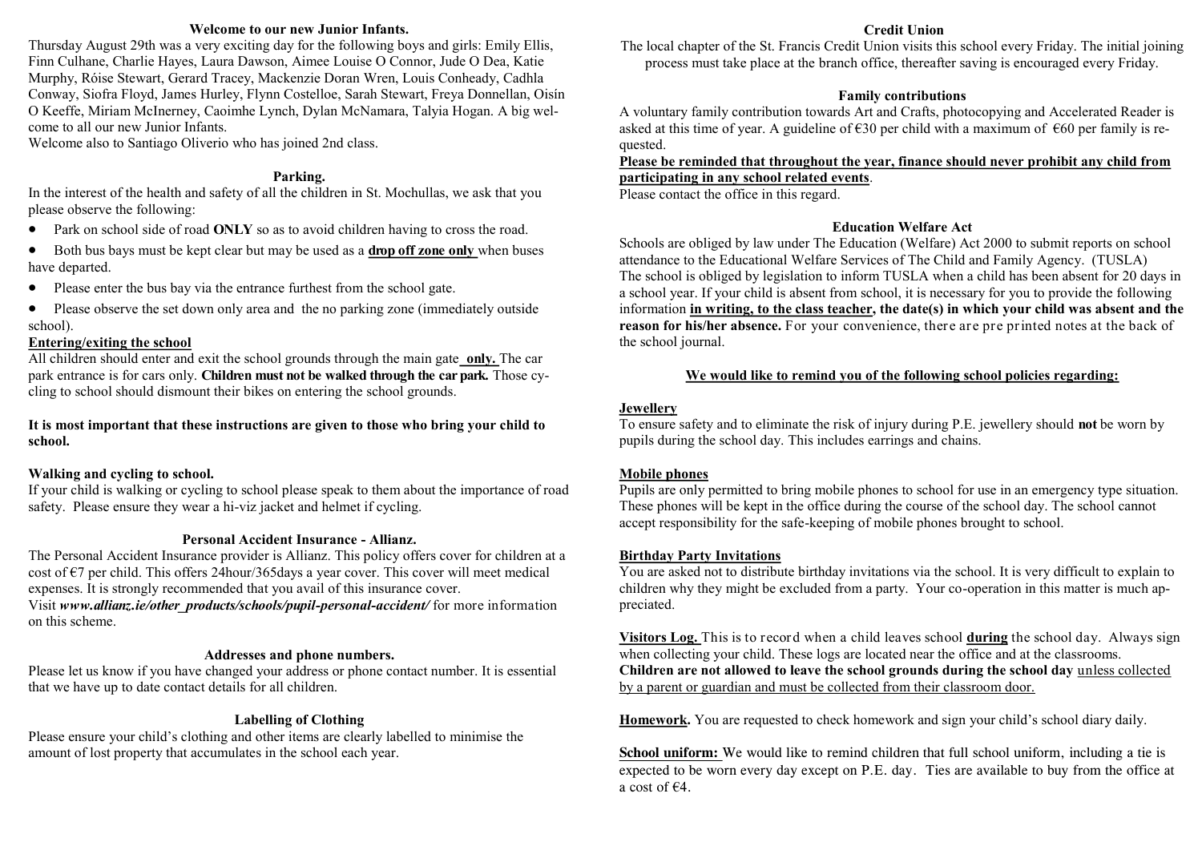## Welcome to our new Junior Infants.

Thursday August 29th was a very exciting day for the following boys and girls: Emily Ellis, Finn Culhane, Charlie Hayes, Laura Dawson, Aimee Louise O Connor, Jude O Dea, Katie Murphy, Róise Stewart, Gerard Tracey, Mackenzie Doran Wren, Louis Conheady, Cadhla Conway, Siofra Floyd, James Hurley, Flynn Costelloe, Sarah Stewart, Freya Donnellan, Oisín O Keeffe, Miriam McInerney, Caoimhe Lynch, Dylan McNamara, Talyia Hogan. A big welcome to all our new Junior Infants.

Welcome also to Santiago Oliverio who has joined 2nd class.

## Parking.

In the interest of the health and safety of all the children in St. Mochullas, we ask that you please observe the following:

- Park on school side of road **ONLY** so as to avoid children having to cross the road.
- Both bus bays must be kept clear but may be used as a **drop off zone only** when buses have departed.
- Please enter the bus bay via the entrance furthest from the school gate.
- Please observe the set down only area and the no parking zone (immediately outside school).

**Entering/exiting the school**

All children should enter and exit the school grounds through the main gate **only.** The car park entrance is for cars only. **Children must not be walked through the car park.** Those cycling to school should dismount their bikes on entering the school grounds.

**It is most important that these instructions are given to those who bring your child to school.**

**Walking and cycling to school.**

If your child is walking or cycling to school please speak to them about the importance of road safety. Please ensure they wear a hi-viz jacket and helmet if cycling.

## Personal Accident Insurance - Allianz.

The Personal Accident Insurance provider is Allianz. This policy offers cover for children at a cost of €7 per child. This offers 24hour/365days a year cover. This cover will meet medical expenses. It is strongly recommended that you avail of this insurance cover.

Visit ***www.allianz.ie/other_products/schools/pupil-personal-accident/*** for more information on this scheme.

## Addresses and phone numbers.

Please let us know if you have changed your address or phone contact number. It is essential that we have up to date contact details for all children.

## Labelling of Clothing

Please ensure your child's clothing and other items are clearly labelled to minimise the amount of lost property that accumulates in the school each year.

## Credit Union

The local chapter of the St. Francis Credit Union visits this school every Friday. The initial joining process must take place at the branch office, thereafter saving is encouraged every Friday.

## Family contributions

A voluntary family contribution towards Art and Crafts, photocopying and Accelerated Reader is asked at this time of year. A guideline of €30 per child with a maximum of €60 per family is requested.

**Please be reminded that throughout the year, finance should never prohibit any child from participating in any school related events**.

Please contact the office in this regard.

## Education Welfare Act

Schools are obliged by law under The Education (Welfare) Act 2000 to submit reports on school attendance to the Educational Welfare Services of The Child and Family Agency. (TUSLA)

The school is obliged by legislation to inform TUSLA when a child has been absent for 20 days in a school year. If your child is absent from school, it is necessary for you to provide the following information **in writing, to the class teacher, the date(s) in which your child was absent and the reason for his/her absence.** For your convenience, there are pre printed notes at the back of the school journal.

**We would like to remind you of the following school policies regarding:**

**Jewellery**

To ensure safety and to eliminate the risk of injury during P.E. jewellery should **not** be worn by pupils during the school day. This includes earrings and chains.

**Mobile phones**

Pupils are only permitted to bring mobile phones to school for use in an emergency type situation. These phones will be kept in the office during the course of the school day. The school cannot accept responsibility for the safe-keeping of mobile phones brought to school.

**Birthday Party Invitations**

You are asked not to distribute birthday invitations via the school. It is very difficult to explain to children why they might be excluded from a party. Your co-operation in this matter is much appreciated.

**Visitors Log.** This is to record when a child leaves school **during** the school day. Always sign when collecting your child. These logs are located near the office and at the classrooms. **Children are not allowed to leave the school grounds during the school day** unless collected by a parent or guardian and must be collected from their classroom door.

**Homework.** You are requested to check homework and sign your child's school diary daily.

**School uniform:** We would like to remind children that full school uniform, including a tie is expected to be worn every day except on P.E. day. Ties are available to buy from the office at a cost of €4.